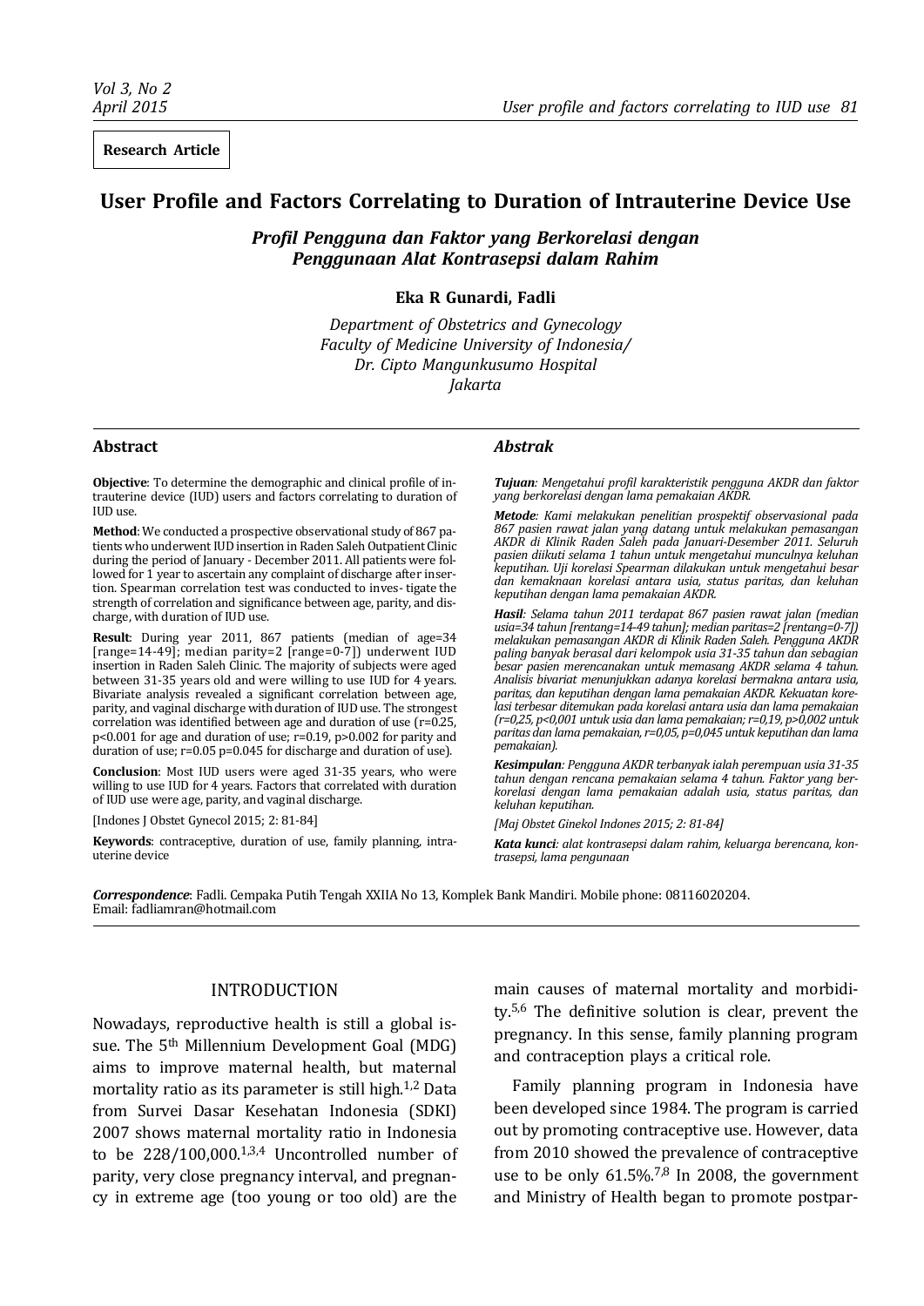Research Article

# User Profile and Factors Correlating to Duration of Intrauterine Device Use

## *Profil Pengguna dan Faktor yang Berkorelasi dengan Penggunaan Alat Kontrasepsi dalam Rahim*

**Eka R Gunardi, Fadli**

*Department of Obstetrics and Gynecology*
*Faculty of Medicine University of Indonesia/*
*Dr. Cipto Mangunkusumo Hospital*
*Jakarta*

### Abstract

**Objective**: To determine the demographic and clinical profile of intrauterine device (IUD) users and factors correlating to duration of IUD use.

**Method**: We conducted a prospective observational study of 867 patients who underwent IUD insertion in Raden Saleh Outpatient Clinic during the period of January - December 2011. All patients were followed for 1 year to ascertain any complaint of discharge after insertion. Spearman correlation test was conducted to inves- tigate the strength of correlation and significance between age, parity, and discharge, with duration of IUD use.

**Result**: During year 2011, 867 patients (median of age=34 [range=14-49]; median parity=2 [range=0-7]) underwent IUD insertion in Raden Saleh Clinic. The majority of subjects were aged between 31-35 years old and were willing to use IUD for 4 years. Bivariate analysis revealed a significant correlation between age, parity, and vaginal discharge with duration of IUD use. The strongest correlation was identified between age and duration of use ($r=0.25$, $p<0.001$ for age and duration of use; $r=0.19$, $p>0.002$ for parity and duration of use; $r=0.05$ $p=0.045$ for discharge and duration of use).

**Conclusion**: Most IUD users were aged 31-35 years, who were willing to use IUD for 4 years. Factors that correlated with duration of IUD use were age, parity, and vaginal discharge.

[Indones J Obstet Gynecol 2015; 2: 81-84]

**Keywords**: contraceptive, duration of use, family planning, intrauterine device

### *Abstrak*

***Tujuan**: Mengetahui profil karakteristik pengguna AKDR dan faktor yang berkorelasi dengan lama pemakaian AKDR.*

***Metode**: Kami melakukan penelitian prospektif observasional pada 867 pasien rawat jalan yang datang untuk melakukan pemasangan AKDR di Klinik Raden Saleh pada Januari-Desember 2011. Seluruh pasien diikuti selama 1 tahun untuk mengetahui munculnya keluhan keputihan. Uji korelasi Spearman dilakukan untuk mengetahui besar dan kemaknaan korelasi antara usia, status paritas, dan keluhan keputihan dengan lama pemakaian AKDR.*

***Hasil**: Selama tahun 2011 terdapat 867 pasien rawat jalan (median usia=34 tahun [rentang=14-49 tahun]; median paritas=2 [rentang=0-7]) melakukan pemasangan AKDR di Klinik Raden Saleh. Pengguna AKDR paling banyak berasal dari kelompok usia 31-35 tahun dan sebagian besar pasien merencanakan untuk memasang AKDR selama 4 tahun. Analisis bivariat menunjukkan adanya korelasi bermakna antara usia, paritas, dan keputihan dengan lama pemakaian AKDR. Kekuatan korelasi terbesar ditemukan pada korelasi antara usia dan lama pemakaian ($r=0,25$, $p<0,001$ untuk usia dan lama pemakaian; $r=0,19$, $p>0,002$ untuk paritas dan lama pemakaian, $r=0,05$, $p=0,045$ untuk keputihan dan lama pemakaian).*

***Kesimpulan**: Pengguna AKDR terbanyak ialah perempuan usia 31-35 tahun dengan rencana pemakaian selama 4 tahun. Faktor yang berkorelasi dengan lama pemakaian adalah usia, status paritas, dan keluhan keputihan.*

*[Maj Obstet Ginekol Indones 2015; 2: 81-84]*

***Kata kunci**: alat kontrasepsi dalam rahim, keluarga berencana, kontrasepsi, lama pengunaan*

***Correspondence***: Fadli. Cempaka Putih Tengah XXIIA No 13, Komplek Bank Mandiri. Mobile phone: 08116020204. Email: fadliamran@hotmail.com

## INTRODUCTION

Nowadays, reproductive health is still a global issue. The 5th Millennium Development Goal (MDG) aims to improve maternal health, but maternal mortality ratio as its parameter is still high.[1,2] Data from Survei Dasar Kesehatan Indonesia (SDKI) 2007 shows maternal mortality ratio in Indonesia to be 228/100,000.[1,3,4] Uncontrolled number of parity, very close pregnancy interval, and pregnancy in extreme age (too young or too old) are the main causes of maternal mortality and morbidity.[5,6] The definitive solution is clear, prevent the pregnancy. In this sense, family planning program and contraception plays a critical role.

Family planning program in Indonesia have been developed since 1984. The program is carried out by promoting contraceptive use. However, data from 2010 showed the prevalence of contraceptive use to be only 61.5%.[7,8] In 2008, the government and Ministry of Health began to promote postpar-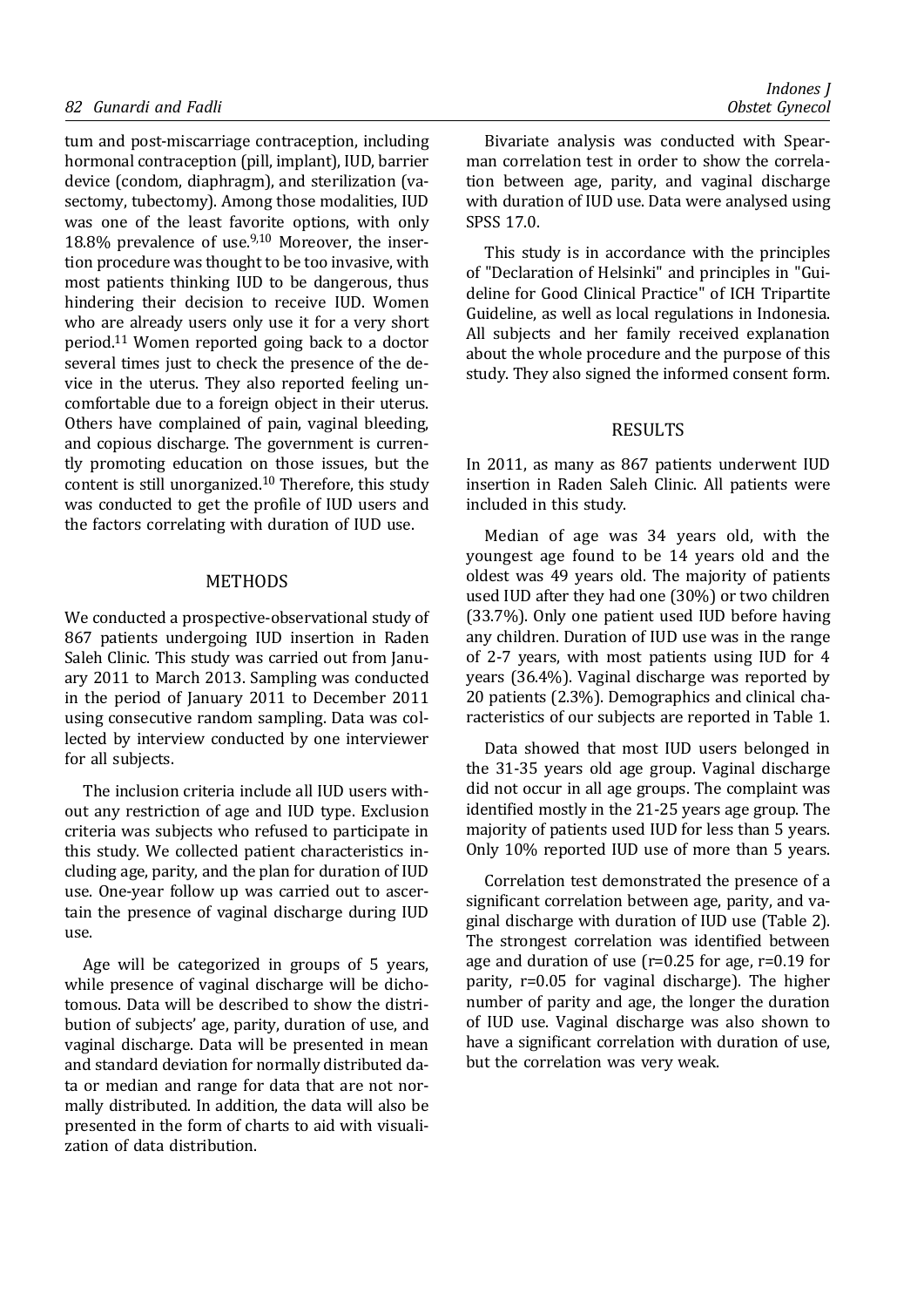tum and post-miscarriage contraception, including hormonal contraception (pill, implant), IUD, barrier device (condom, diaphragm), and sterilization (vasectomy, tubectomy). Among those modalities, IUD was one of the least favorite options, with only 18.8% prevalence of use.[9,10] Moreover, the insertion procedure was thought to be too invasive, with most patients thinking IUD to be dangerous, thus hindering their decision to receive IUD. Women who are already users only use it for a very short period.[11] Women reported going back to a doctor several times just to check the presence of the device in the uterus. They also reported feeling uncomfortable due to a foreign object in their uterus. Others have complained of pain, vaginal bleeding, and copious discharge. The government is currently promoting education on those issues, but the content is still unorganized.[10] Therefore, this study was conducted to get the profile of IUD users and the factors correlating with duration of IUD use.

## METHODS

We conducted a prospective-observational study of 867 patients undergoing IUD insertion in Raden Saleh Clinic. This study was carried out from January 2011 to March 2013. Sampling was conducted in the period of January 2011 to December 2011 using consecutive random sampling. Data was collected by interview conducted by one interviewer for all subjects.

The inclusion criteria include all IUD users without any restriction of age and IUD type. Exclusion criteria was subjects who refused to participate in this study. We collected patient characteristics including age, parity, and the plan for duration of IUD use. One-year follow up was carried out to ascertain the presence of vaginal discharge during IUD use.

Age will be categorized in groups of 5 years, while presence of vaginal discharge will be dichotomous. Data will be described to show the distribution of subjects' age, parity, duration of use, and vaginal discharge. Data will be presented in mean and standard deviation for normally distributed data or median and range for data that are not normally distributed. In addition, the data will also be presented in the form of charts to aid with visualization of data distribution.

Bivariate analysis was conducted with Spearman correlation test in order to show the correlation between age, parity, and vaginal discharge with duration of IUD use. Data were analysed using SPSS 17.0.

This study is in accordance with the principles of "Declaration of Helsinki" and principles in "Guideline for Good Clinical Practice" of ICH Tripartite Guideline, as well as local regulations in Indonesia. All subjects and her family received explanation about the whole procedure and the purpose of this study. They also signed the informed consent form.

## RESULTS

In 2011, as many as 867 patients underwent IUD insertion in Raden Saleh Clinic. All patients were included in this study.

Median of age was 34 years old, with the youngest age found to be 14 years old and the oldest was 49 years old. The majority of patients used IUD after they had one (30%) or two children (33.7%). Only one patient used IUD before having any children. Duration of IUD use was in the range of 2-7 years, with most patients using IUD for 4 years (36.4%). Vaginal discharge was reported by 20 patients (2.3%). Demographics and clinical characteristics of our subjects are reported in Table 1.

Data showed that most IUD users belonged in the 31-35 years old age group. Vaginal discharge did not occur in all age groups. The complaint was identified mostly in the 21-25 years age group. The majority of patients used IUD for less than 5 years. Only 10% reported IUD use of more than 5 years.

Correlation test demonstrated the presence of a significant correlation between age, parity, and vaginal discharge with duration of IUD use (Table 2). The strongest correlation was identified between age and duration of use ($r=0.25$ for age, $r=0.19$ for parity, $r=0.05$ for vaginal discharge). The higher number of parity and age, the longer the duration of IUD use. Vaginal discharge was also shown to have a significant correlation with duration of use, but the correlation was very weak.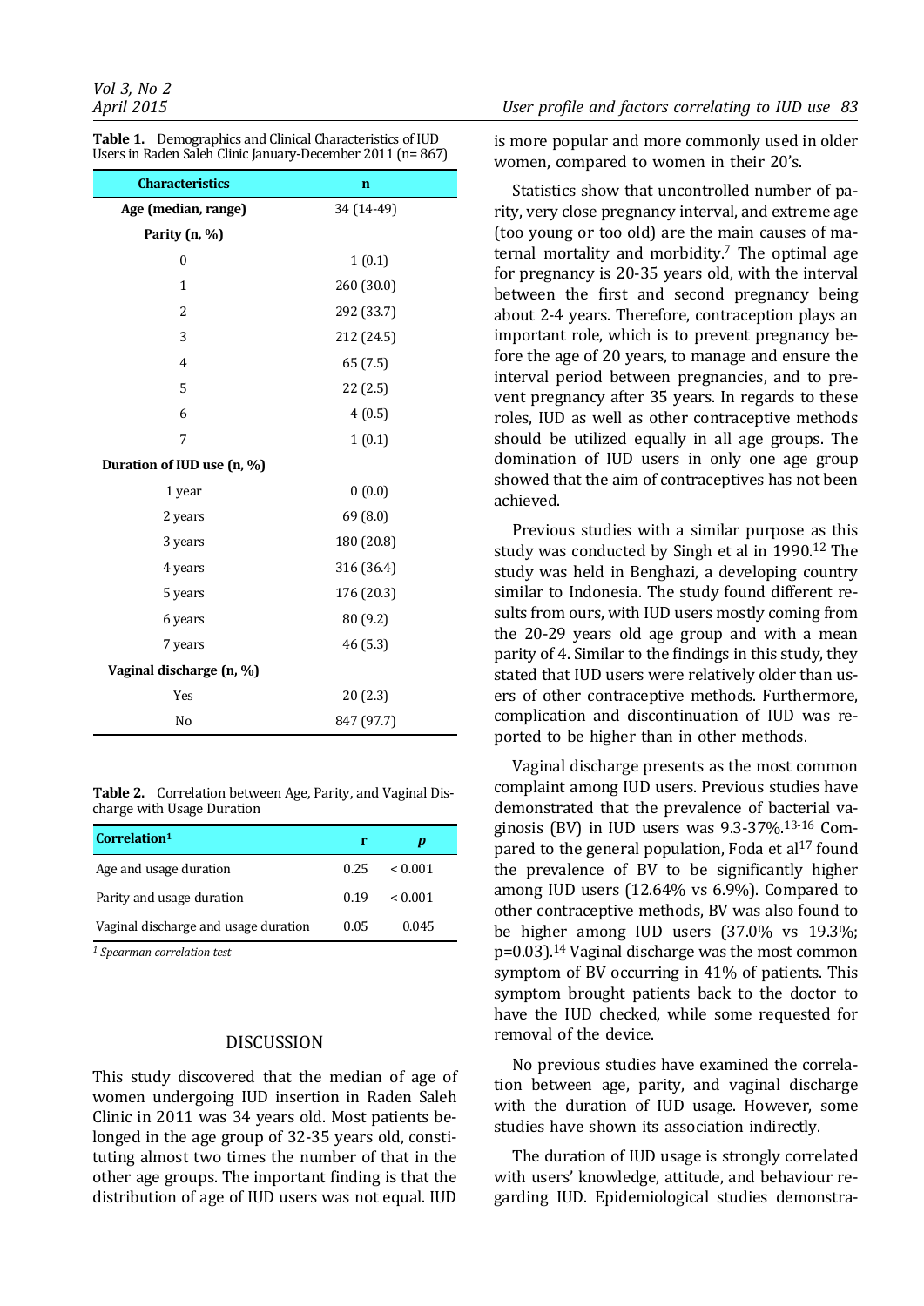**Table 1.** Demographics and Clinical Characteristics of IUD Users in Raden Saleh Clinic January-December 2011 (n= 867)

| Characteristics | n |
|---|---|
| **Age (median, range)** | 34 (14-49) |
| **Parity (n, %)** | |
| 0 | 1 (0.1) |
| 1 | 260 (30.0) |
| 2 | 292 (33.7) |
| 3 | 212 (24.5) |
| 4 | 65 (7.5) |
| 5 | 22 (2.5) |
| 6 | 4 (0.5) |
| 7 | 1 (0.1) |
| **Duration of IUD use (n, %)** | |
| 1 year | 0 (0.0) |
| 2 years | 69 (8.0) |
| 3 years | 180 (20.8) |
| 4 years | 316 (36.4) |
| 5 years | 176 (20.3) |
| 6 years | 80 (9.2) |
| 7 years | 46 (5.3) |
| **Vaginal discharge (n, %)** | |
| Yes | 20 (2.3) |
| No | 847 (97.7) |

**Table 2.** Correlation between Age, Parity, and Vaginal Discharge with Usage Duration

| Correlation[1] | r | *p* |
|---|---|---|
| Age and usage duration | 0.25 | < 0.001 |
| Parity and usage duration | 0.19 | < 0.001 |
| Vaginal discharge and usage duration | 0.05 | 0.045 |

*[1] Spearman correlation test*

## DISCUSSION

This study discovered that the median of age of women undergoing IUD insertion in Raden Saleh Clinic in 2011 was 34 years old. Most patients belonged in the age group of 32-35 years old, constituting almost two times the number of that in the other age groups. The important finding is that the distribution of age of IUD users was not equal. IUD is more popular and more commonly used in older women, compared to women in their 20's.

Statistics show that uncontrolled number of parity, very close pregnancy interval, and extreme age (too young or too old) are the main causes of maternal mortality and morbidity.[7] The optimal age for pregnancy is 20-35 years old, with the interval between the first and second pregnancy being about 2-4 years. Therefore, contraception plays an important role, which is to prevent pregnancy before the age of 20 years, to manage and ensure the interval period between pregnancies, and to prevent pregnancy after 35 years. In regards to these roles, IUD as well as other contraceptive methods should be utilized equally in all age groups. The domination of IUD users in only one age group showed that the aim of contraceptives has not been achieved.

Previous studies with a similar purpose as this study was conducted by Singh et al in 1990.[12] The study was held in Benghazi, a developing country similar to Indonesia. The study found different results from ours, with IUD users mostly coming from the 20-29 years old age group and with a mean parity of 4. Similar to the findings in this study, they stated that IUD users were relatively older than users of other contraceptive methods. Furthermore, complication and discontinuation of IUD was reported to be higher than in other methods.

Vaginal discharge presents as the most common complaint among IUD users. Previous studies have demonstrated that the prevalence of bacterial vaginosis (BV) in IUD users was 9.3-37%.[13-16] Compared to the general population, Foda et al[17] found the prevalence of BV to be significantly higher among IUD users (12.64% vs 6.9%). Compared to other contraceptive methods, BV was also found to be higher among IUD users (37.0% vs 19.3%; p=0.03).[14] Vaginal discharge was the most common symptom of BV occurring in 41% of patients. This symptom brought patients back to the doctor to have the IUD checked, while some requested for removal of the device.

No previous studies have examined the correlation between age, parity, and vaginal discharge with the duration of IUD usage. However, some studies have shown its association indirectly.

The duration of IUD usage is strongly correlated with users' knowledge, attitude, and behaviour regarding IUD. Epidemiological studies demonstra-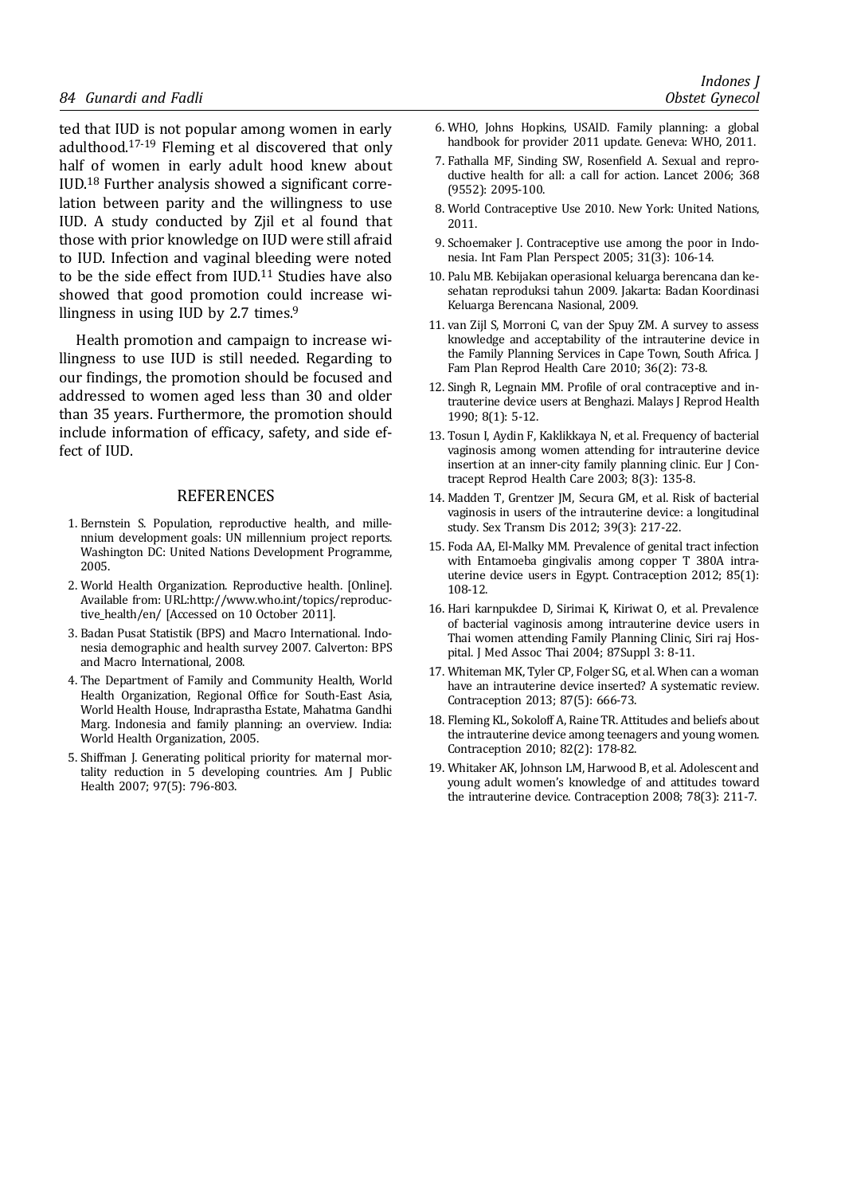ted that IUD is not popular among women in early adulthood.[17-19] Fleming et al discovered that only half of women in early adult hood knew about IUD.[18] Further analysis showed a significant correlation between parity and the willingness to use IUD. A study conducted by Zjil et al found that those with prior knowledge on IUD were still afraid to IUD. Infection and vaginal bleeding were noted to be the side effect from IUD.[11] Studies have also showed that good promotion could increase willingness in using IUD by 2.7 times.[9]

Health promotion and campaign to increase willingness to use IUD is still needed. Regarding to our findings, the promotion should be focused and addressed to women aged less than 30 and older than 35 years. Furthermore, the promotion should include information of efficacy, safety, and side effect of IUD.

## REFERENCES

1. Bernstein S. Population, reproductive health, and millennium development goals: UN millennium project reports. Washington DC: United Nations Development Programme, 2005.
2. World Health Organization. Reproductive health. [Online]. Available from: URL:http://www.who.int/topics/reproductive_health/en/ [Accessed on 10 October 2011].
3. Badan Pusat Statistik (BPS) and Macro International. Indonesia demographic and health survey 2007. Calverton: BPS and Macro International, 2008.
4. The Department of Family and Community Health, World Health Organization, Regional Office for South-East Asia, World Health House, Indraprastha Estate, Mahatma Gandhi Marg. Indonesia and family planning: an overview. India: World Health Organization, 2005.
5. Shiffman J. Generating political priority for maternal mortality reduction in 5 developing countries. Am J Public Health 2007; 97(5): 796-803.
6. WHO, Johns Hopkins, USAID. Family planning: a global handbook for provider 2011 update. Geneva: WHO, 2011.
7. Fathalla MF, Sinding SW, Rosenfield A. Sexual and reproductive health for all: a call for action. Lancet 2006; 368 (9552): 2095-100.
8. World Contraceptive Use 2010. New York: United Nations, 2011.
9. Schoemaker J. Contraceptive use among the poor in Indonesia. Int Fam Plan Perspect 2005; 31(3): 106-14.
10. Palu MB. Kebijakan operasional keluarga berencana dan kesehatan reproduksi tahun 2009. Jakarta: Badan Koordinasi Keluarga Berencana Nasional, 2009.
11. van Zijl S, Morroni C, van der Spuy ZM. A survey to assess knowledge and acceptability of the intrauterine device in the Family Planning Services in Cape Town, South Africa. J Fam Plan Reprod Health Care 2010; 36(2): 73-8.
12. Singh R, Legnain MM. Profile of oral contraceptive and intrauterine device users at Benghazi. Malays J Reprod Health 1990; 8(1): 5-12.
13. Tosun I, Aydin F, Kaklikkaya N, et al. Frequency of bacterial vaginosis among women attending for intrauterine device insertion at an inner-city family planning clinic. Eur J Contracept Reprod Health Care 2003; 8(3): 135-8.
14. Madden T, Grentzer JM, Secura GM, et al. Risk of bacterial vaginosis in users of the intrauterine device: a longitudinal study. Sex Transm Dis 2012; 39(3): 217-22.
15. Foda AA, El-Malky MM. Prevalence of genital tract infection with Entamoeba gingivalis among copper T 380A intrauterine device users in Egypt. Contraception 2012; 85(1): 108-12.
16. Hari karnpukdee D, Sirimai K, Kiriwat O, et al. Prevalence of bacterial vaginosis among intrauterine device users in Thai women attending Family Planning Clinic, Siri raj Hospital. J Med Assoc Thai 2004; 87Suppl 3: 8-11.
17. Whiteman MK, Tyler CP, Folger SG, et al. When can a woman have an intrauterine device inserted? A systematic review. Contraception 2013; 87(5): 666-73.
18. Fleming KL, Sokoloff A, Raine TR. Attitudes and beliefs about the intrauterine device among teenagers and young women. Contraception 2010; 82(2): 178-82.
19. Whitaker AK, Johnson LM, Harwood B, et al. Adolescent and young adult women's knowledge of and attitudes toward the intrauterine device. Contraception 2008; 78(3): 211-7.